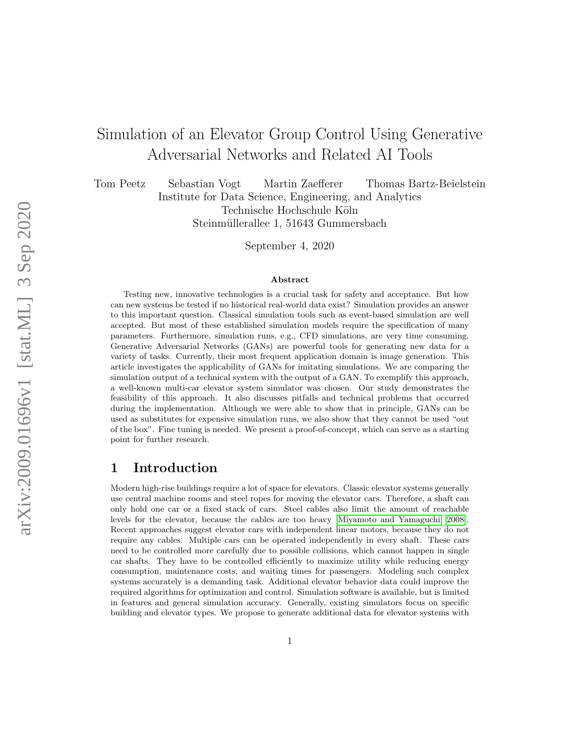# Simulation of an Elevator Group Control Using Generative Adversarial Networks and Related AI Tools

Tom Peetz Sebastian Vogt Martin Zaefferer Thomas Bartz-Beielstein

Institute for Data Science, Engineering, and Analytics
Technische Hochschule Köln
Steinmüllerallee 1, 51643 Gummersbach

September 4, 2020

**Abstract**

Testing new, innovative technologies is a crucial task for safety and acceptance. But how can new systems be tested if no historical real-world data exist? Simulation provides an answer to this important question. Classical simulation tools such as event-based simulation are well accepted. But most of these established simulation models require the specification of many parameters. Furthermore, simulation runs, e.g., CFD simulations, are very time consuming. Generative Adversarial Networks (GANs) are powerful tools for generating new data for a variety of tasks. Currently, their most frequent application domain is image generation. This article investigates the applicability of GANs for imitating simulations. We are comparing the simulation output of a technical system with the output of a GAN. To exemplify this approach, a well-known multi-car elevator system simulator was chosen. Our study demonstrates the feasibility of this approach. It also discusses pitfalls and technical problems that occurred during the implementation. Although we were able to show that in principle, GANs can be used as substitutes for expensive simulation runs, we also show that they cannot be used "out of the box". Fine tuning is needed. We present a proof-of-concept, which can serve as a starting point for further research.

## 1 Introduction

Modern high-rise buildings require a lot of space for elevators. Classic elevator systems generally use central machine rooms and steel ropes for moving the elevator cars. Therefore, a shaft can only hold one car or a fixed stack of cars. Steel cables also limit the amount of reachable levels for the elevator, because the cables are too heavy [Miyamoto and Yamaguchi, 2008]. Recent approaches suggest elevator cars with independent linear motors, because they do not require any cables. Multiple cars can be operated independently in every shaft. These cars need to be controlled more carefully due to possible collisions, which cannot happen in single car shafts. They have to be controlled efficiently to maximize utility while reducing energy consumption, maintenance costs, and waiting times for passengers. Modeling such complex systems accurately is a demanding task. Additional elevator behavior data could improve the required algorithms for optimization and control. Simulation software is available, but is limited in features and general simulation accuracy. Generally, existing simulators focus on specific building and elevator types. We propose to generate additional data for elevator systems with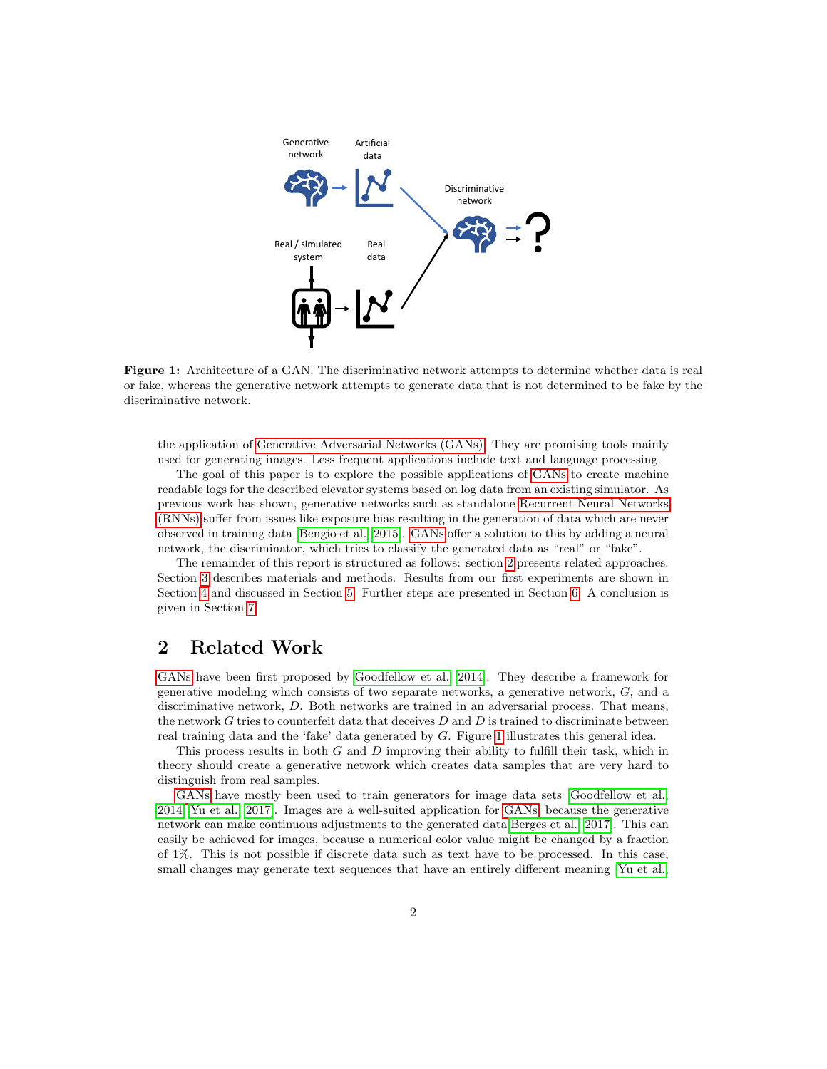**Figure 1:** Architecture of a GAN. The discriminative network attempts to determine whether data is real or fake, whereas the generative network attempts to generate data that is not determined to be fake by the discriminative network.

the application of Generative Adversarial Networks (GANs). They are promising tools mainly used for generating images. Less frequent applications include text and language processing.

The goal of this paper is to explore the possible applications of GANs to create machine readable logs for the described elevator systems based on log data from an existing simulator. As previous work has shown, generative networks such as standalone Recurrent Neural Networks (RNNs) suffer from issues like exposure bias resulting in the generation of data which are never observed in training data Bengio et al. [2015]. GANs offer a solution to this by adding a neural network, the discriminator, which tries to classify the generated data as "real" or "fake".

The remainder of this report is structured as follows: section 2 presents related approaches. Section 3 describes materials and methods. Results from our first experiments are shown in Section 4 and discussed in Section 5. Further steps are presented in Section 6. A conclusion is given in Section 7.

## 2 Related Work

GANs have been first proposed by Goodfellow et al. [2014]. They describe a framework for generative modeling which consists of two separate networks, a generative network, $G$, and a discriminative network, $D$. Both networks are trained in an adversarial process. That means, the network $G$ tries to counterfeit data that deceives $D$ and $D$ is trained to discriminate between real training data and the 'fake' data generated by $G$. Figure 1 illustrates this general idea.

This process results in both $G$ and $D$ improving their ability to fulfill their task, which in theory should create a generative network which creates data samples that are very hard to distinguish from real samples.

GANs have mostly been used to train generators for image data sets Goodfellow et al. [2014], Yu et al. [2017]. Images are a well-suited application for GANs, because the generative network can make continuous adjustments to the generated data Berges et al. [2017]. This can easily be achieved for images, because a numerical color value might be changed by a fraction of 1%. This is not possible if discrete data such as text have to be processed. In this case, small changes may generate text sequences that have an entirely different meaning Yu et al.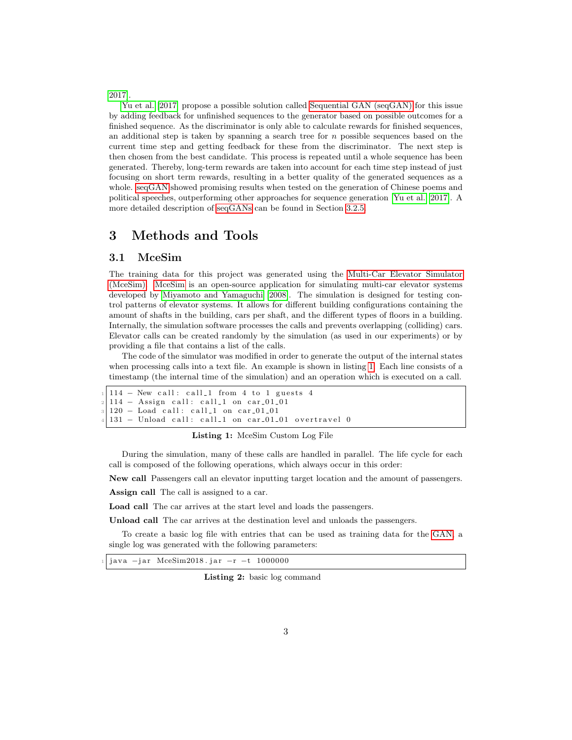2017].

Yu et al. [2017] propose a possible solution called Sequential GAN (seqGAN) for this issue by adding feedback for unfinished sequences to the generator based on possible outcomes for a finished sequence. As the discriminator is only able to calculate rewards for finished sequences, an additional step is taken by spanning a search tree for $n$ possible sequences based on the current time step and getting feedback for these from the discriminator. The next step is then chosen from the best candidate. This process is repeated until a whole sequence has been generated. Thereby, long-term rewards are taken into account for each time step instead of just focusing on short term rewards, resulting in a better quality of the generated sequences as a whole. seqGAN showed promising results when tested on the generation of Chinese poems and political speeches, outperforming other approaches for sequence generation [Yu et al., 2017]. A more detailed description of seqGANs can be found in Section 3.2.5.

# 3 Methods and Tools

## 3.1 MceSim

The training data for this project was generated using the Multi-Car Elevator Simulator (MceSim). MceSim is an open-source application for simulating multi-car elevator systems developed by Miyamoto and Yamaguchi [2008]. The simulation is designed for testing control patterns of elevator systems. It allows for different building configurations containing the amount of shafts in the building, cars per shaft, and the different types of floors in a building. Internally, the simulation software processes the calls and prevents overlapping (colliding) cars. Elevator calls can be created randomly by the simulation (as used in our experiments) or by providing a file that contains a list of the calls.

The code of the simulator was modified in order to generate the output of the internal states when processing calls into a text file. An example is shown in listing 1. Each line consists of a timestamp (the internal time of the simulation) and an operation which is executed on a call.

```
114 - New call: call_1 from 4 to 1 guests 4
114 - Assign call: call_1 on car_01_01
120 - Load call: call_1 on car_01_01
131 - Unload call: call_1 on car_01_01 overtravel 0
```

**Listing 1:** MceSim Custom Log File

During the simulation, many of these calls are handled in parallel. The life cycle for each call is composed of the following operations, which always occur in this order:

**New call** Passengers call an elevator inputting target location and the amount of passengers.

**Assign call** The call is assigned to a car.

**Load call** The car arrives at the start level and loads the passengers.

**Unload call** The car arrives at the destination level and unloads the passengers.

To create a basic log file with entries that can be used as training data for the GAN, a single log was generated with the following parameters:

```
java -jar MceSim2018.jar -r -t 1000000
```

**Listing 2:** basic log command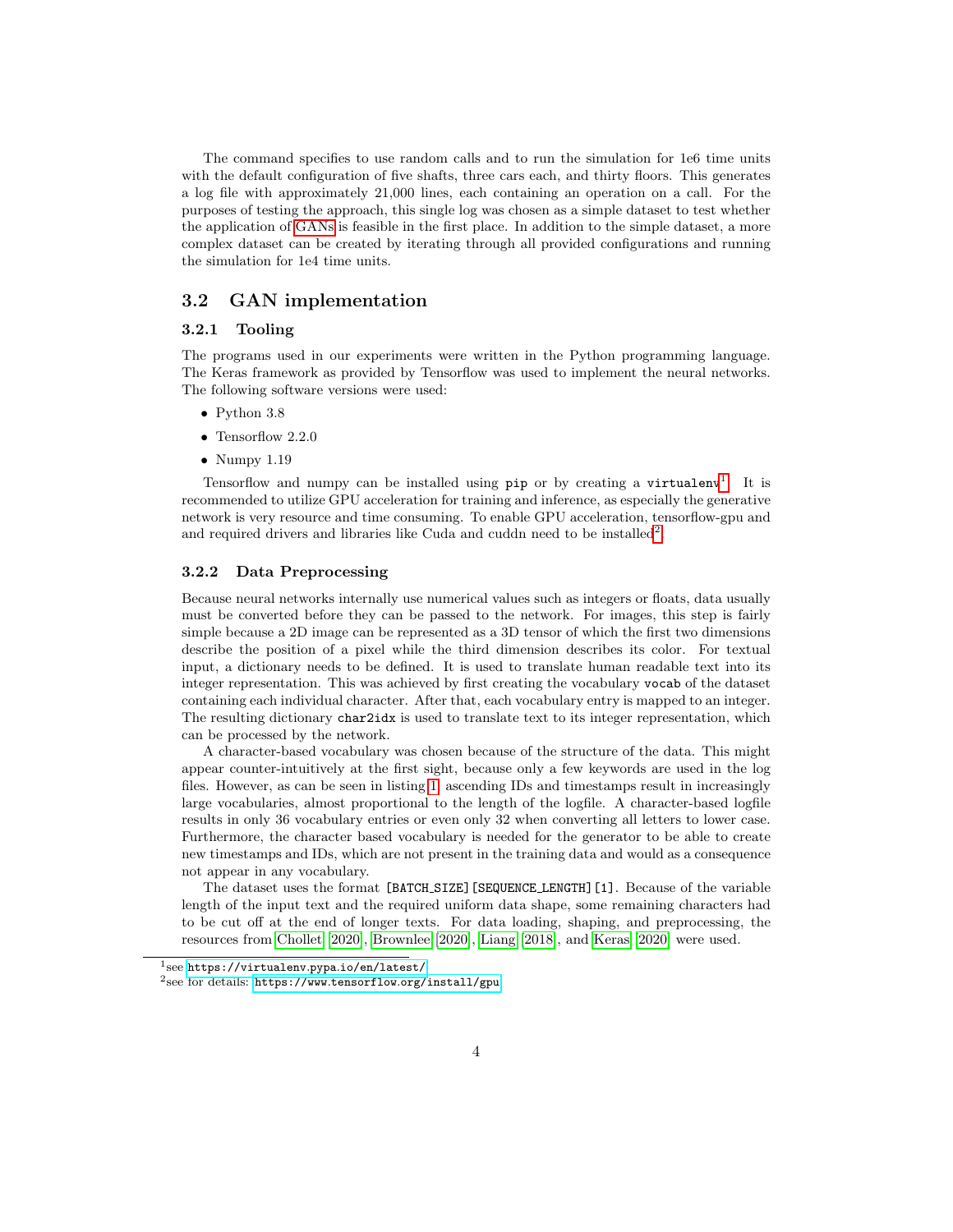The command specifies to use random calls and to run the simulation for 1e6 time units with the default configuration of five shafts, three cars each, and thirty floors. This generates a log file with approximately 21,000 lines, each containing an operation on a call. For the purposes of testing the approach, this single log was chosen as a simple dataset to test whether the application of GANs is feasible in the first place. In addition to the simple dataset, a more complex dataset can be created by iterating through all provided configurations and running the simulation for 1e4 time units.

## 3.2 GAN implementation

### 3.2.1 Tooling

The programs used in our experiments were written in the Python programming language. The Keras framework as provided by Tensorflow was used to implement the neural networks. The following software versions were used:

- Python 3.8
- Tensorflow 2.2.0
- Numpy 1.19

Tensorflow and numpy can be installed using `pip` or by creating a `virtualenv`[1]. It is recommended to utilize GPU acceleration for training and inference, as especially the generative network is very resource and time consuming. To enable GPU acceleration, tensorflow-gpu and and required drivers and libraries like Cuda and cuddn need to be installed[2].

### 3.2.2 Data Preprocessing

Because neural networks internally use numerical values such as integers or floats, data usually must be converted before they can be passed to the network. For images, this step is fairly simple because a 2D image can be represented as a 3D tensor of which the first two dimensions describe the position of a pixel while the third dimension describes its color. For textual input, a dictionary needs to be defined. It is used to translate human readable text into its integer representation. This was achieved by first creating the vocabulary `vocab` of the dataset containing each individual character. After that, each vocabulary entry is mapped to an integer. The resulting dictionary `char2idx` is used to translate text to its integer representation, which can be processed by the network.

A character-based vocabulary was chosen because of the structure of the data. This might appear counter-intuitively at the first sight, because only a few keywords are used in the log files. However, as can be seen in listing 1, ascending IDs and timestamps result in increasingly large vocabularies, almost proportional to the length of the logfile. A character-based logfile results in only 36 vocabulary entries or even only 32 when converting all letters to lower case. Furthermore, the character based vocabulary is needed for the generator to be able to create new timestamps and IDs, which are not present in the training data and would as a consequence not appear in any vocabulary.

The dataset uses the format `[BATCH_SIZE][SEQUENCE_LENGTH][1]`. Because of the variable length of the input text and the required uniform data shape, some remaining characters had to be cut off at the end of longer texts. For data loading, shaping, and preprocessing, the resources from Chollet 2020, Brownlee 2020, Liang 2018, and Keras 2020 were used.

---

[1] see `https://virtualenv.pypa.io/en/latest/`

[2] see for details: `https://www.tensorflow.org/install/gpu`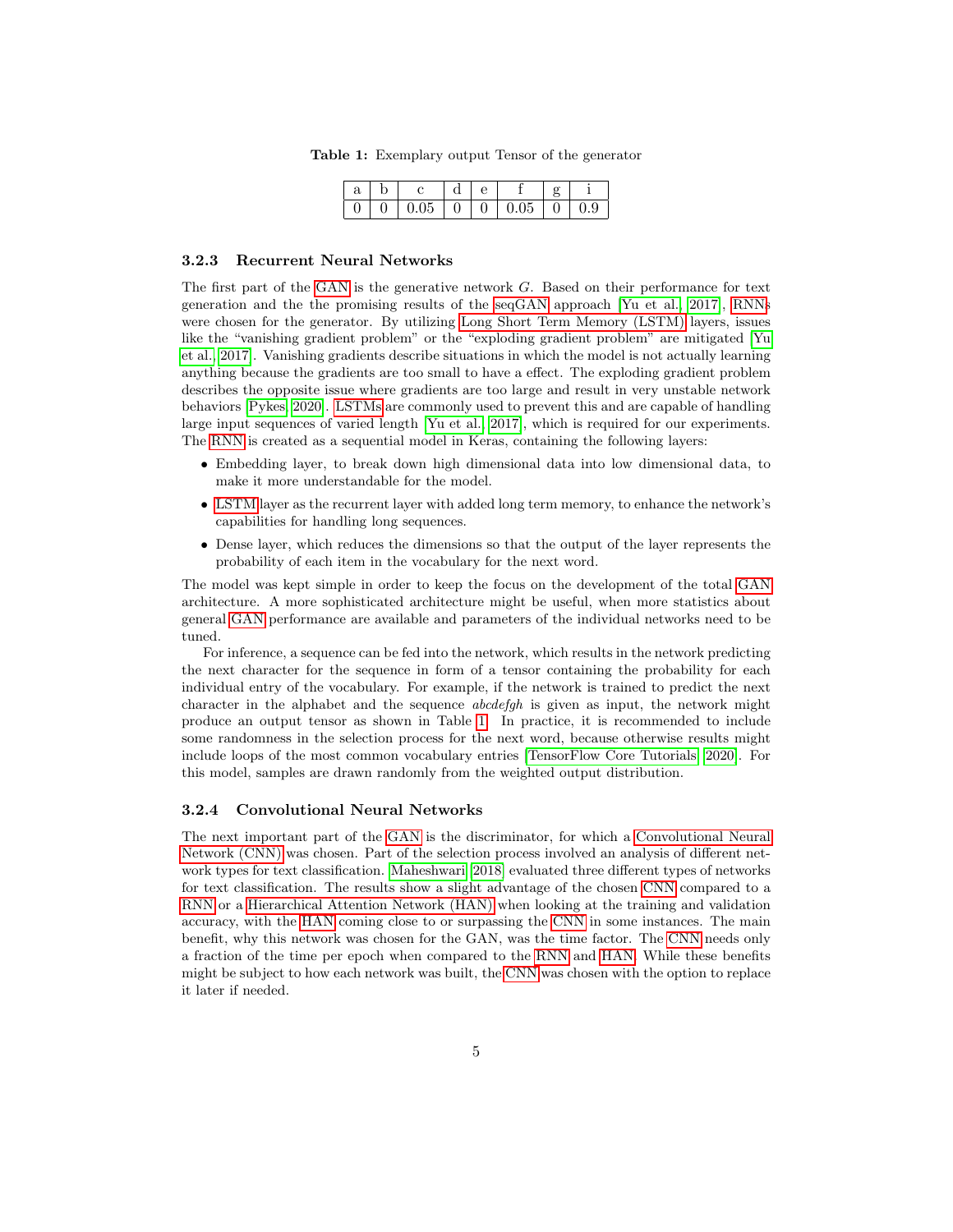**Table 1:** Exemplary output Tensor of the generator

| a | b | c | d | e | f | g | i |
|---|---|---|---|---|---|---|---|
| 0 | 0 | 0.05 | 0 | 0 | 0.05 | 0 | 0.9 |

### 3.2.3 Recurrent Neural Networks

The first part of the GAN is the generative network $G$. Based on their performance for text generation and the the promising results of the seqGAN approach [Yu et al., 2017], RNNs were chosen for the generator. By utilizing Long Short Term Memory (LSTM) layers, issues like the "vanishing gradient problem" or the "exploding gradient problem" are mitigated [Yu et al., 2017]. Vanishing gradients describe situations in which the model is not actually learning anything because the gradients are too small to have a effect. The exploding gradient problem describes the opposite issue where gradients are too large and result in very unstable network behaviors [Pykes, 2020]. LSTMs are commonly used to prevent this and are capable of handling large input sequences of varied length [Yu et al., 2017], which is required for our experiments. The RNN is created as a sequential model in Keras, containing the following layers:

- Embedding layer, to break down high dimensional data into low dimensional data, to make it more understandable for the model.
- LSTM layer as the recurrent layer with added long term memory, to enhance the network's capabilities for handling long sequences.
- Dense layer, which reduces the dimensions so that the output of the layer represents the probability of each item in the vocabulary for the next word.

The model was kept simple in order to keep the focus on the development of the total GAN architecture. A more sophisticated architecture might be useful, when more statistics about general GAN performance are available and parameters of the individual networks need to be tuned.

For inference, a sequence can be fed into the network, which results in the network predicting the next character for the sequence in form of a tensor containing the probability for each individual entry of the vocabulary. For example, if the network is trained to predict the next character in the alphabet and the sequence *abcdefgh* is given as input, the network might produce an output tensor as shown in Table 1. In practice, it is recommended to include some randomness in the selection process for the next word, because otherwise results might include loops of the most common vocabulary entries [TensorFlow Core Tutorials, 2020]. For this model, samples are drawn randomly from the weighted output distribution.

### 3.2.4 Convolutional Neural Networks

The next important part of the GAN is the discriminator, for which a Convolutional Neural Network (CNN) was chosen. Part of the selection process involved an analysis of different network types for text classification. Maheshwari [2018] evaluated three different types of networks for text classification. The results show a slight advantage of the chosen CNN compared to a RNN or a Hierarchical Attention Network (HAN) when looking at the training and validation accuracy, with the HAN coming close to or surpassing the CNN in some instances. The main benefit, why this network was chosen for the GAN, was the time factor. The CNN needs only a fraction of the time per epoch when compared to the RNN and HAN. While these benefits might be subject to how each network was built, the CNN was chosen with the option to replace it later if needed.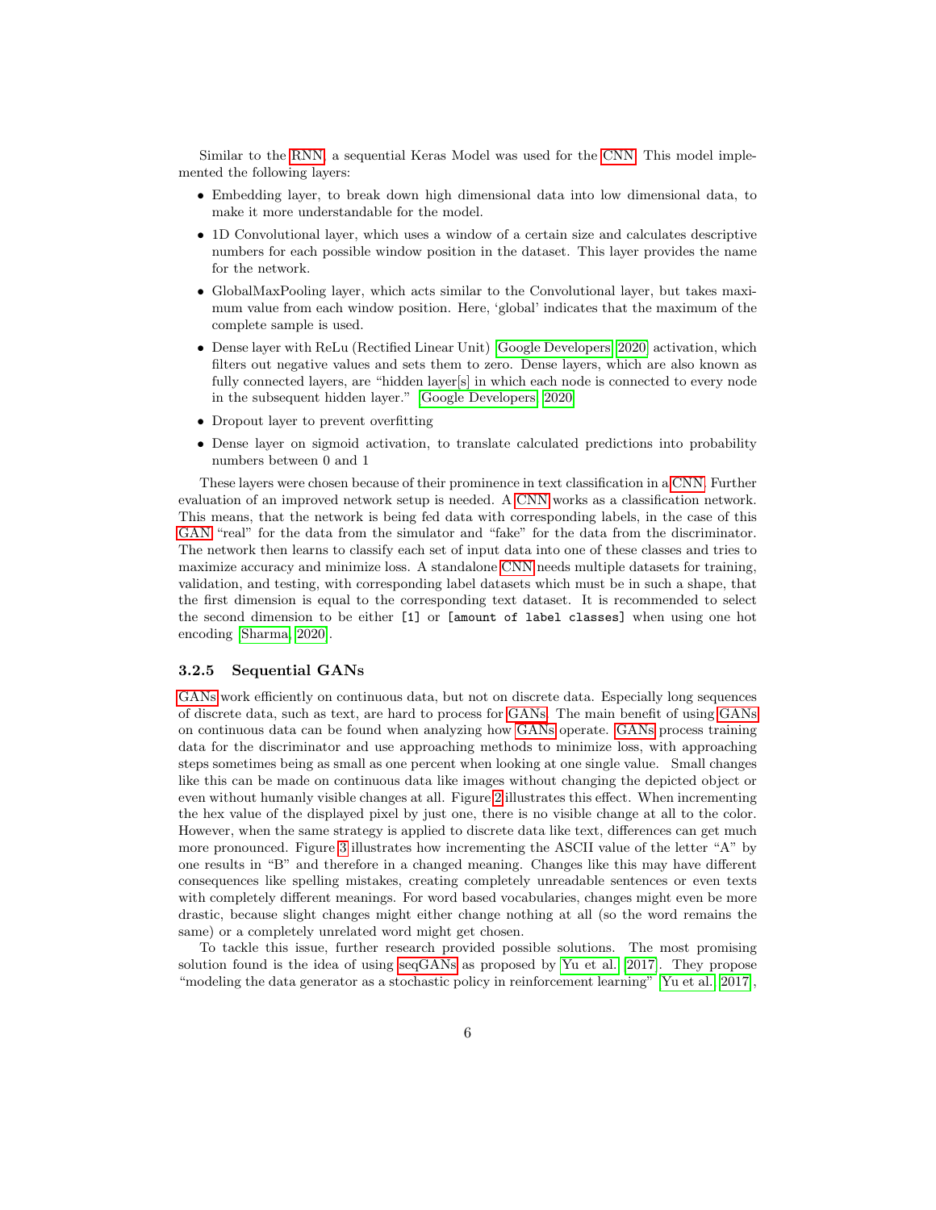Similar to the RNN, a sequential Keras Model was used for the CNN. This model implemented the following layers:

- Embedding layer, to break down high dimensional data into low dimensional data, to make it more understandable for the model.
- 1D Convolutional layer, which uses a window of a certain size and calculates descriptive numbers for each possible window position in the dataset. This layer provides the name for the network.
- GlobalMaxPooling layer, which acts similar to the Convolutional layer, but takes maximum value from each window position. Here, 'global' indicates that the maximum of the complete sample is used.
- Dense layer with ReLu (Rectified Linear Unit) [Google Developers, 2020] activation, which filters out negative values and sets them to zero. Dense layers, which are also known as fully connected layers, are "hidden layer[s] in which each node is connected to every node in the subsequent hidden layer." [Google Developers, 2020]
- Dropout layer to prevent overfitting
- Dense layer on sigmoid activation, to translate calculated predictions into probability numbers between 0 and 1

These layers were chosen because of their prominence in text classification in a CNN. Further evaluation of an improved network setup is needed. A CNN works as a classification network. This means, that the network is being fed data with corresponding labels, in the case of this GAN "real" for the data from the simulator and "fake" for the data from the discriminator. The network then learns to classify each set of input data into one of these classes and tries to maximize accuracy and minimize loss. A standalone CNN needs multiple datasets for training, validation, and testing, with corresponding label datasets which must be in such a shape, that the first dimension is equal to the corresponding text dataset. It is recommended to select the second dimension to be either `[1]` or `[amount of label classes]` when using one hot encoding [Sharma, 2020].

### 3.2.5 Sequential GANs

GANs work efficiently on continuous data, but not on discrete data. Especially long sequences of discrete data, such as text, are hard to process for GANs. The main benefit of using GANs on continuous data can be found when analyzing how GANs operate. GANs process training data for the discriminator and use approaching methods to minimize loss, with approaching steps sometimes being as small as one percent when looking at one single value. Small changes like this can be made on continuous data like images without changing the depicted object or even without humanly visible changes at all. Figure 2 illustrates this effect. When incrementing the hex value of the displayed pixel by just one, there is no visible change at all to the color. However, when the same strategy is applied to discrete data like text, differences can get much more pronounced. Figure 3 illustrates how incrementing the ASCII value of the letter "A" by one results in "B" and therefore in a changed meaning. Changes like this may have different consequences like spelling mistakes, creating completely unreadable sentences or even texts with completely different meanings. For word based vocabularies, changes might even be more drastic, because slight changes might either change nothing at all (so the word remains the same) or a completely unrelated word might get chosen.

To tackle this issue, further research provided possible solutions. The most promising solution found is the idea of using seqGANs as proposed by Yu et al. [2017]. They propose "modeling the data generator as a stochastic policy in reinforcement learning" [Yu et al., 2017],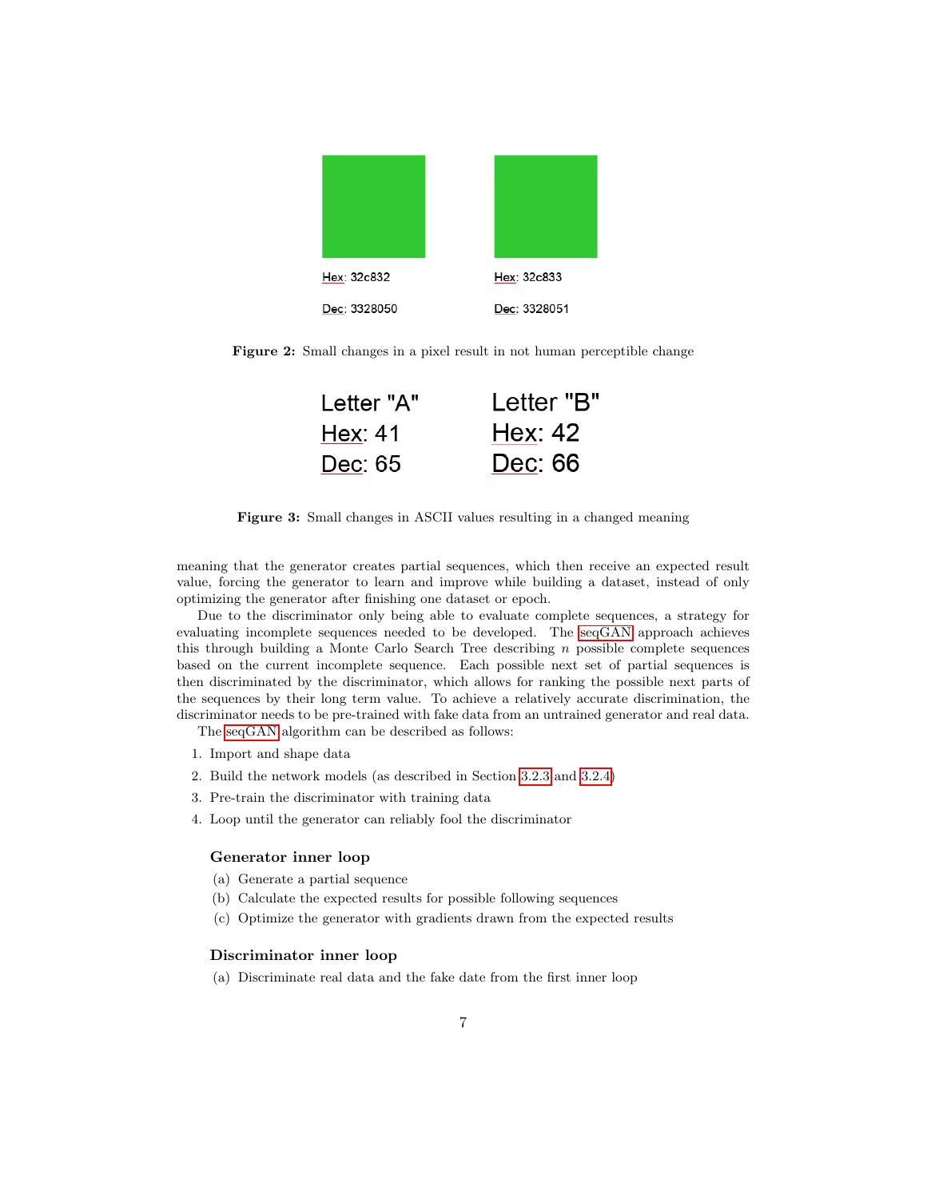Hex: 32c832

Dec: 3328050

Hex: 32c833

Dec: 3328051

**Figure 2:** Small changes in a pixel result in not human perceptible change

Letter "A"
Hex: 41
Dec: 65

Letter "B"
Hex: 42
Dec: 66

**Figure 3:** Small changes in ASCII values resulting in a changed meaning

meaning that the generator creates partial sequences, which then receive an expected result value, forcing the generator to learn and improve while building a dataset, instead of only optimizing the generator after finishing one dataset or epoch.

Due to the discriminator only being able to evaluate complete sequences, a strategy for evaluating incomplete sequences needed to be developed. The seqGAN approach achieves this through building a Monte Carlo Search Tree describing $n$ possible complete sequences based on the current incomplete sequence. Each possible next set of partial sequences is then discriminated by the discriminator, which allows for ranking the possible next parts of the sequences by their long term value. To achieve a relatively accurate discrimination, the discriminator needs to be pre-trained with fake data from an untrained generator and real data.

The seqGAN algorithm can be described as follows:

1. Import and shape data
2. Build the network models (as described in Section 3.2.3 and 3.2.4)
3. Pre-train the discriminator with training data
4. Loop until the generator can reliably fool the discriminator

**Generator inner loop**

(a) Generate a partial sequence
(b) Calculate the expected results for possible following sequences
(c) Optimize the generator with gradients drawn from the expected results

**Discriminator inner loop**

(a) Discriminate real data and the fake date from the first inner loop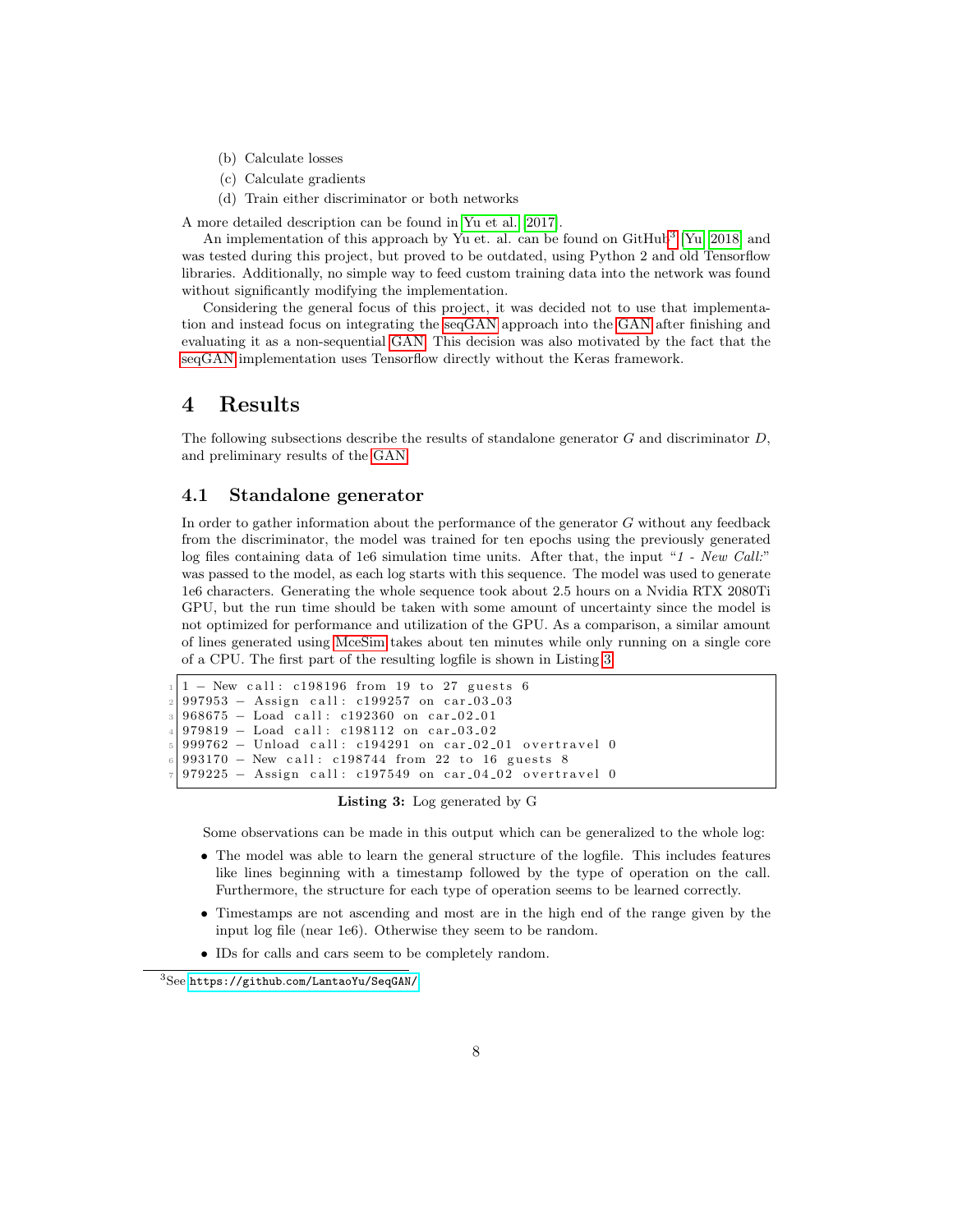(b) Calculate losses

(c) Calculate gradients

(d) Train either discriminator or both networks

A more detailed description can be found in Yu et al. [2017].

An implementation of this approach by Yu et. al. can be found on GitHub[3] [Yu, 2018] and was tested during this project, but proved to be outdated, using Python 2 and old Tensorflow libraries. Additionally, no simple way to feed custom training data into the network was found without significantly modifying the implementation.

Considering the general focus of this project, it was decided not to use that implementation and instead focus on integrating the seqGAN approach into the GAN after finishing and evaluating it as a non-sequential GAN. This decision was also motivated by the fact that the seqGAN implementation uses Tensorflow directly without the Keras framework.

# 4 Results

The following subsections describe the results of standalone generator $G$ and discriminator $D$, and preliminary results of the GAN.

## 4.1 Standalone generator

In order to gather information about the performance of the generator $G$ without any feedback from the discriminator, the model was trained for ten epochs using the previously generated log files containing data of 1e6 simulation time units. After that, the input "*1 - New Call:*" was passed to the model, as each log starts with this sequence. The model was used to generate 1e6 characters. Generating the whole sequence took about 2.5 hours on a Nvidia RTX 2080Ti GPU, but the run time should be taken with some amount of uncertainty since the model is not optimized for performance and utilization of the GPU. As a comparison, a similar amount of lines generated using MceSim takes about ten minutes while only running on a single core of a CPU. The first part of the resulting logfile is shown in Listing 3.

```
1 - New call: c198196 from 19 to 27 guests 6
997953 - Assign call: c199257 on car_03_03
968675 - Load call: c192360 on car_02_01
979819 - Load call: c198112 on car_03_02
999762 - Unload call: c194291 on car_02_01 overtravel 0
993170 - New call: c198744 from 22 to 16 guests 8
979225 - Assign call: c197549 on car_04_02 overtravel 0
```

**Listing 3:** Log generated by G

Some observations can be made in this output which can be generalized to the whole log:

- The model was able to learn the general structure of the logfile. This includes features like lines beginning with a timestamp followed by the type of operation on the call. Furthermore, the structure for each type of operation seems to be learned correctly.
- Timestamps are not ascending and most are in the high end of the range given by the input log file (near 1e6). Otherwise they seem to be random.
- IDs for calls and cars seem to be completely random.

[3] See https://github.com/LantaoYu/SeqGAN/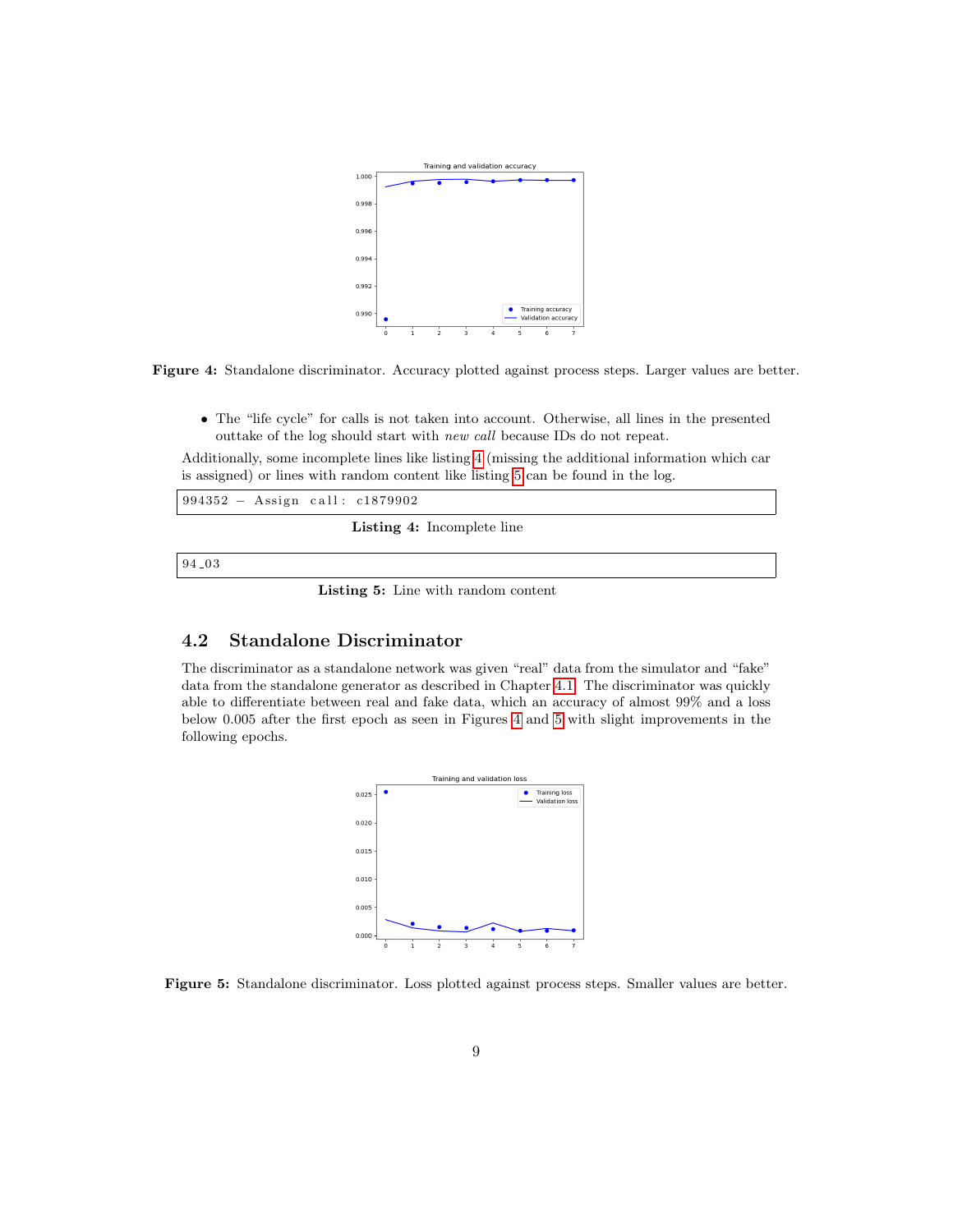Figure 4: Standalone discriminator. Accuracy plotted against process steps. Larger values are better.

- The "life cycle" for calls is not taken into account. Otherwise, all lines in the presented outtake of the log should start with *new call* because IDs do not repeat.

Additionally, some incomplete lines like listing 4 (missing the additional information which car is assigned) or lines with random content like listing 5 can be found in the log.

```
994352 - Assign call: c1879902
```

**Listing 4:** Incomplete line

```
94_03
```

**Listing 5:** Line with random content

## 4.2 Standalone Discriminator

The discriminator as a standalone network was given "real" data from the simulator and "fake" data from the standalone generator as described in Chapter 4.1. The discriminator was quickly able to differentiate between real and fake data, which an accuracy of almost 99% and a loss below 0.005 after the first epoch as seen in Figures 4 and 5 with slight improvements in the following epochs.

Figure 5: Standalone discriminator. Loss plotted against process steps. Smaller values are better.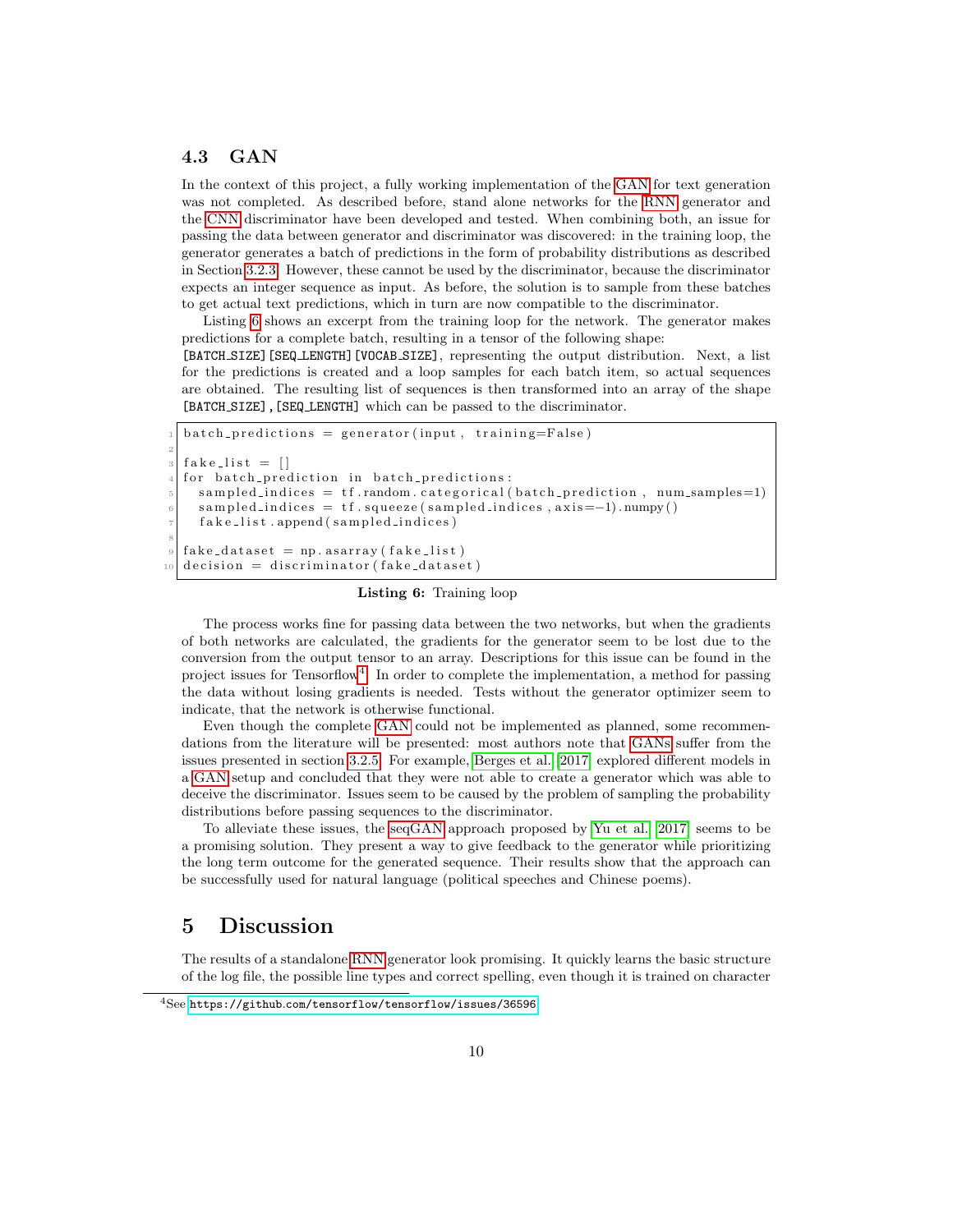## 4.3 GAN

In the context of this project, a fully working implementation of the GAN for text generation was not completed. As described before, stand alone networks for the RNN generator and the CNN discriminator have been developed and tested. When combining both, an issue for passing the data between generator and discriminator was discovered: in the training loop, the generator generates a batch of predictions in the form of probability distributions as described in Section 3.2.3. However, these cannot be used by the discriminator, because the discriminator expects an integer sequence as input. As before, the solution is to sample from these batches to get actual text predictions, which in turn are now compatible to the discriminator.

Listing 6 shows an excerpt from the training loop for the network. The generator makes predictions for a complete batch, resulting in a tensor of the following shape: `[BATCH_SIZE][SEQ_LENGTH][VOCAB_SIZE]`, representing the output distribution. Next, a list for the predictions is created and a loop samples for each batch item, so actual sequences are obtained. The resulting list of sequences is then transformed into an array of the shape `[BATCH_SIZE],[SEQ_LENGTH]` which can be passed to the discriminator.

```
batch_predictions = generator(input, training=False)

fake_list = []
for batch_prediction in batch_predictions:
  sampled_indices = tf.random.categorical(batch_prediction, num_samples=1)
  sampled_indices = tf.squeeze(sampled_indices, axis=-1).numpy()
  fake_list.append(sampled_indices)

fake_dataset = np.asarray(fake_list)
decision = discriminator(fake_dataset)
```

**Listing 6:** Training loop

The process works fine for passing data between the two networks, but when the gradients of both networks are calculated, the gradients for the generator seem to be lost due to the conversion from the output tensor to an array. Descriptions for this issue can be found in the project issues for Tensorflow[4]. In order to complete the implementation, a method for passing the data without losing gradients is needed. Tests without the generator optimizer seem to indicate, that the network is otherwise functional.

Even though the complete GAN could not be implemented as planned, some recommendations from the literature will be presented: most authors note that GANs suffer from the issues presented in section 3.2.5. For example, Berges et al. [2017] explored different models in a GAN setup and concluded that they were not able to create a generator which was able to deceive the discriminator. Issues seem to be caused by the problem of sampling the probability distributions before passing sequences to the discriminator.

To alleviate these issues, the seqGAN approach proposed by Yu et al. [2017] seems to be a promising solution. They present a way to give feedback to the generator while prioritizing the long term outcome for the generated sequence. Their results show that the approach can be successfully used for natural language (political speeches and Chinese poems).

# 5 Discussion

The results of a standalone RNN generator look promising. It quickly learns the basic structure of the log file, the possible line types and correct spelling, even though it is trained on character

[4] See https://github.com/tensorflow/tensorflow/issues/36596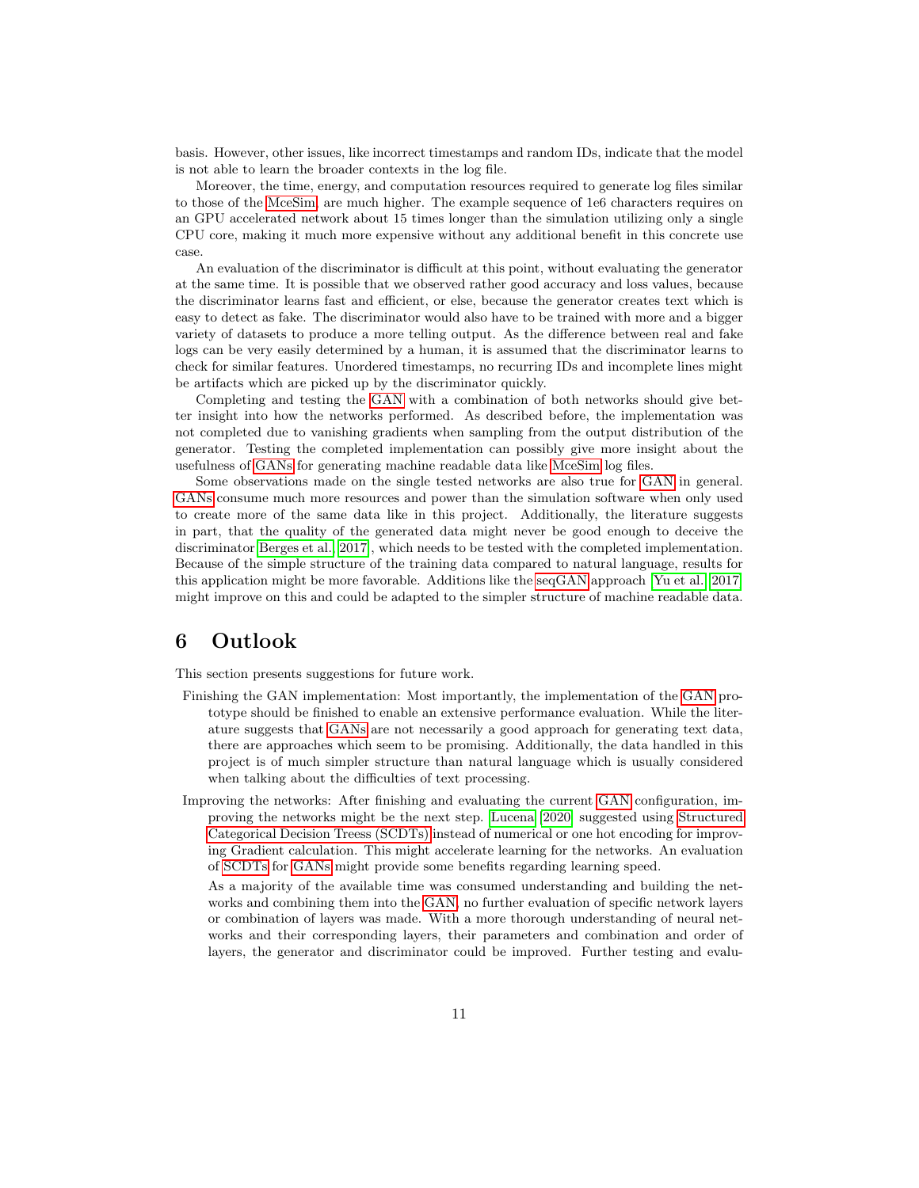basis. However, other issues, like incorrect timestamps and random IDs, indicate that the model is not able to learn the broader contexts in the log file.

Moreover, the time, energy, and computation resources required to generate log files similar to those of the MceSim, are much higher. The example sequence of 1e6 characters requires on an GPU accelerated network about 15 times longer than the simulation utilizing only a single CPU core, making it much more expensive without any additional benefit in this concrete use case.

An evaluation of the discriminator is difficult at this point, without evaluating the generator at the same time. It is possible that we observed rather good accuracy and loss values, because the discriminator learns fast and efficient, or else, because the generator creates text which is easy to detect as fake. The discriminator would also have to be trained with more and a bigger variety of datasets to produce a more telling output. As the difference between real and fake logs can be very easily determined by a human, it is assumed that the discriminator learns to check for similar features. Unordered timestamps, no recurring IDs and incomplete lines might be artifacts which are picked up by the discriminator quickly.

Completing and testing the GAN with a combination of both networks should give better insight into how the networks performed. As described before, the implementation was not completed due to vanishing gradients when sampling from the output distribution of the generator. Testing the completed implementation can possibly give more insight about the usefulness of GANs for generating machine readable data like MceSim log files.

Some observations made on the single tested networks are also true for GAN in general. GANs consume much more resources and power than the simulation software when only used to create more of the same data like in this project. Additionally, the literature suggests in part, that the quality of the generated data might never be good enough to deceive the discriminator Berges et al. 2017, which needs to be tested with the completed implementation. Because of the simple structure of the training data compared to natural language, results for this application might be more favorable. Additions like the seqGAN approach Yu et al. 2017 might improve on this and could be adapted to the simpler structure of machine readable data.

# 6 Outlook

This section presents suggestions for future work.

Finishing the GAN implementation: Most importantly, the implementation of the GAN prototype should be finished to enable an extensive performance evaluation. While the literature suggests that GANs are not necessarily a good approach for generating text data, there are approaches which seem to be promising. Additionally, the data handled in this project is of much simpler structure than natural language which is usually considered when talking about the difficulties of text processing.

Improving the networks: After finishing and evaluating the current GAN configuration, improving the networks might be the next step. Lucena 2020 suggested using Structured Categorical Decision Treess (SCDTs) instead of numerical or one hot encoding for improving Gradient calculation. This might accelerate learning for the networks. An evaluation of SCDTs for GANs might provide some benefits regarding learning speed.

As a majority of the available time was consumed understanding and building the networks and combining them into the GAN, no further evaluation of specific network layers or combination of layers was made. With a more thorough understanding of neural networks and their corresponding layers, their parameters and combination and order of layers, the generator and discriminator could be improved. Further testing and evalu-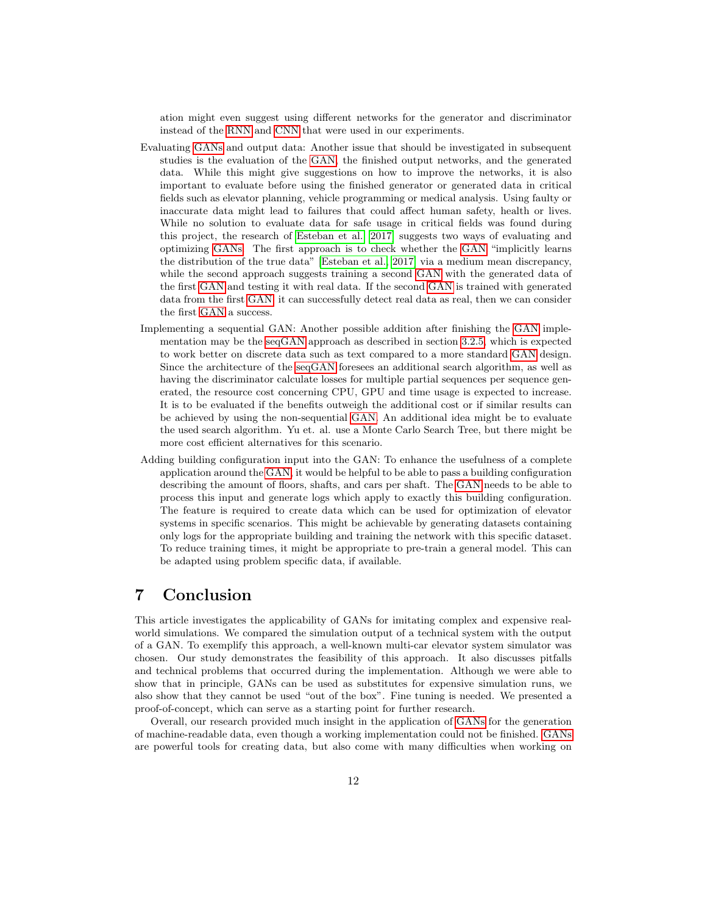ation might even suggest using different networks for the generator and discriminator instead of the RNN and CNN that were used in our experiments.

Evaluating GANs and output data: Another issue that should be investigated in subsequent studies is the evaluation of the GAN, the finished output networks, and the generated data. While this might give suggestions on how to improve the networks, it is also important to evaluate before using the finished generator or generated data in critical fields such as elevator planning, vehicle programming or medical analysis. Using faulty or inaccurate data might lead to failures that could affect human safety, health or lives. While no solution to evaluate data for safe usage in critical fields was found during this project, the research of Esteban et al. [2017] suggests two ways of evaluating and optimizing GANs. The first approach is to check whether the GAN "implicitly learns the distribution of the true data" [Esteban et al., 2017] via a medium mean discrepancy, while the second approach suggests training a second GAN with the generated data of the first GAN and testing it with real data. If the second GAN is trained with generated data from the first GAN, it can successfully detect real data as real, then we can consider the first GAN a success.

Implementing a sequential GAN: Another possible addition after finishing the GAN implementation may be the seqGAN approach as described in section 3.2.5, which is expected to work better on discrete data such as text compared to a more standard GAN design. Since the architecture of the seqGAN foresees an additional search algorithm, as well as having the discriminator calculate losses for multiple partial sequences per sequence generated, the resource cost concerning CPU, GPU and time usage is expected to increase. It is to be evaluated if the benefits outweigh the additional cost or if similar results can be achieved by using the non-sequential GAN. An additional idea might be to evaluate the used search algorithm. Yu et. al. use a Monte Carlo Search Tree, but there might be more cost efficient alternatives for this scenario.

Adding building configuration input into the GAN: To enhance the usefulness of a complete application around the GAN, it would be helpful to be able to pass a building configuration describing the amount of floors, shafts, and cars per shaft. The GAN needs to be able to process this input and generate logs which apply to exactly this building configuration. The feature is required to create data which can be used for optimization of elevator systems in specific scenarios. This might be achievable by generating datasets containing only logs for the appropriate building and training the network with this specific dataset. To reduce training times, it might be appropriate to pre-train a general model. This can be adapted using problem specific data, if available.

# 7 Conclusion

This article investigates the applicability of GANs for imitating complex and expensive real-world simulations. We compared the simulation output of a technical system with the output of a GAN. To exemplify this approach, a well-known multi-car elevator system simulator was chosen. Our study demonstrates the feasibility of this approach. It also discusses pitfalls and technical problems that occurred during the implementation. Although we were able to show that in principle, GANs can be used as substitutes for expensive simulation runs, we also show that they cannot be used "out of the box". Fine tuning is needed. We presented a proof-of-concept, which can serve as a starting point for further research.

Overall, our research provided much insight in the application of GANs for the generation of machine-readable data, even though a working implementation could not be finished. GANs are powerful tools for creating data, but also come with many difficulties when working on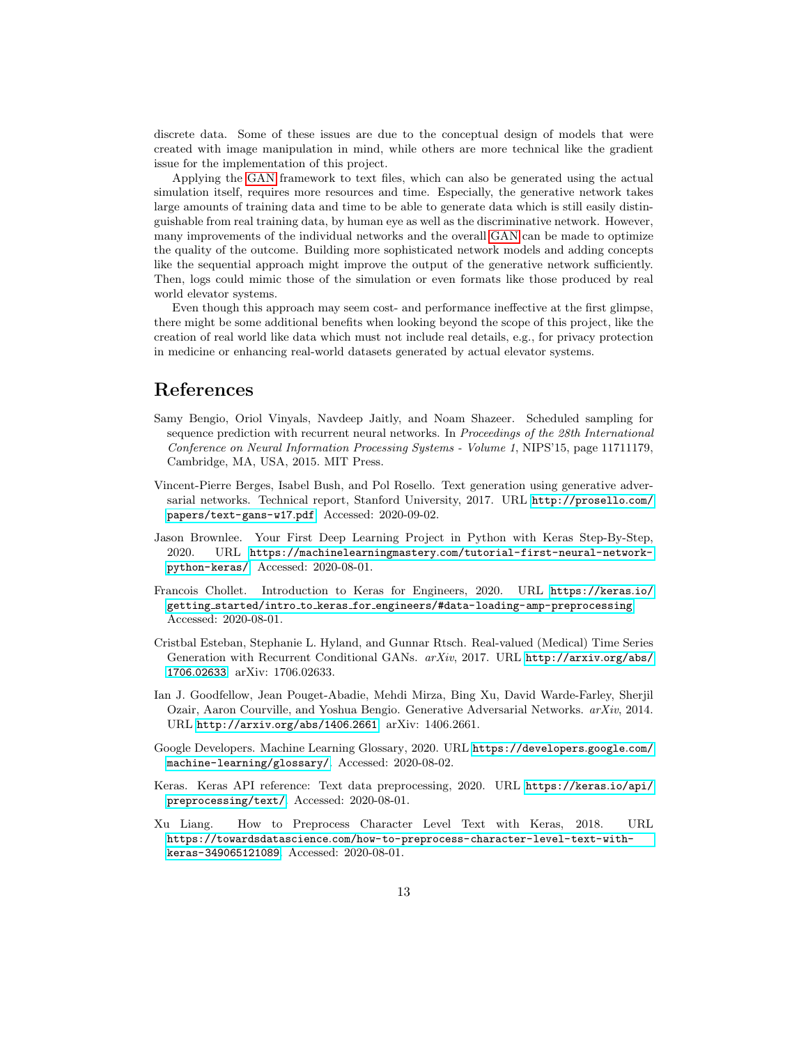discrete data. Some of these issues are due to the conceptual design of models that were created with image manipulation in mind, while others are more technical like the gradient issue for the implementation of this project.

Applying the GAN framework to text files, which can also be generated using the actual simulation itself, requires more resources and time. Especially, the generative network takes large amounts of training data and time to be able to generate data which is still easily distinguishable from real training data, by human eye as well as the discriminative network. However, many improvements of the individual networks and the overall GAN can be made to optimize the quality of the outcome. Building more sophisticated network models and adding concepts like the sequential approach might improve the output of the generative network sufficiently. Then, logs could mimic those of the simulation or even formats like those produced by real world elevator systems.

Even though this approach may seem cost- and performance ineffective at the first glimpse, there might be some additional benefits when looking beyond the scope of this project, like the creation of real world like data which must not include real details, e.g., for privacy protection in medicine or enhancing real-world datasets generated by actual elevator systems.

# References

Samy Bengio, Oriol Vinyals, Navdeep Jaitly, and Noam Shazeer. Scheduled sampling for sequence prediction with recurrent neural networks. In *Proceedings of the 28th International Conference on Neural Information Processing Systems - Volume 1*, NIPS'15, page 11711179, Cambridge, MA, USA, 2015. MIT Press.

Vincent-Pierre Berges, Isabel Bush, and Pol Rosello. Text generation using generative adversarial networks. Technical report, Stanford University, 2017. URL `http://prosello.com/papers/text-gans-w17.pdf`. Accessed: 2020-09-02.

Jason Brownlee. Your First Deep Learning Project in Python with Keras Step-By-Step, 2020. URL `https://machinelearningmastery.com/tutorial-first-neural-network-python-keras/`. Accessed: 2020-08-01.

Francois Chollet. Introduction to Keras for Engineers, 2020. URL `https://keras.io/getting_started/intro_to_keras_for_engineers/#data-loading-amp-preprocessing`. Accessed: 2020-08-01.

Cristbal Esteban, Stephanie L. Hyland, and Gunnar Rtsch. Real-valued (Medical) Time Series Generation with Recurrent Conditional GANs. *arXiv*, 2017. URL `http://arxiv.org/abs/1706.02633`. arXiv: 1706.02633.

Ian J. Goodfellow, Jean Pouget-Abadie, Mehdi Mirza, Bing Xu, David Warde-Farley, Sherjil Ozair, Aaron Courville, and Yoshua Bengio. Generative Adversarial Networks. *arXiv*, 2014. URL `http://arxiv.org/abs/1406.2661`. arXiv: 1406.2661.

Google Developers. Machine Learning Glossary, 2020. URL `https://developers.google.com/machine-learning/glossary/`. Accessed: 2020-08-02.

Keras. Keras API reference: Text data preprocessing, 2020. URL `https://keras.io/api/preprocessing/text/`. Accessed: 2020-08-01.

Xu Liang. How to Preprocess Character Level Text with Keras, 2018. URL `https://towardsdatascience.com/how-to-preprocess-character-level-text-with-keras-349065121089`. Accessed: 2020-08-01.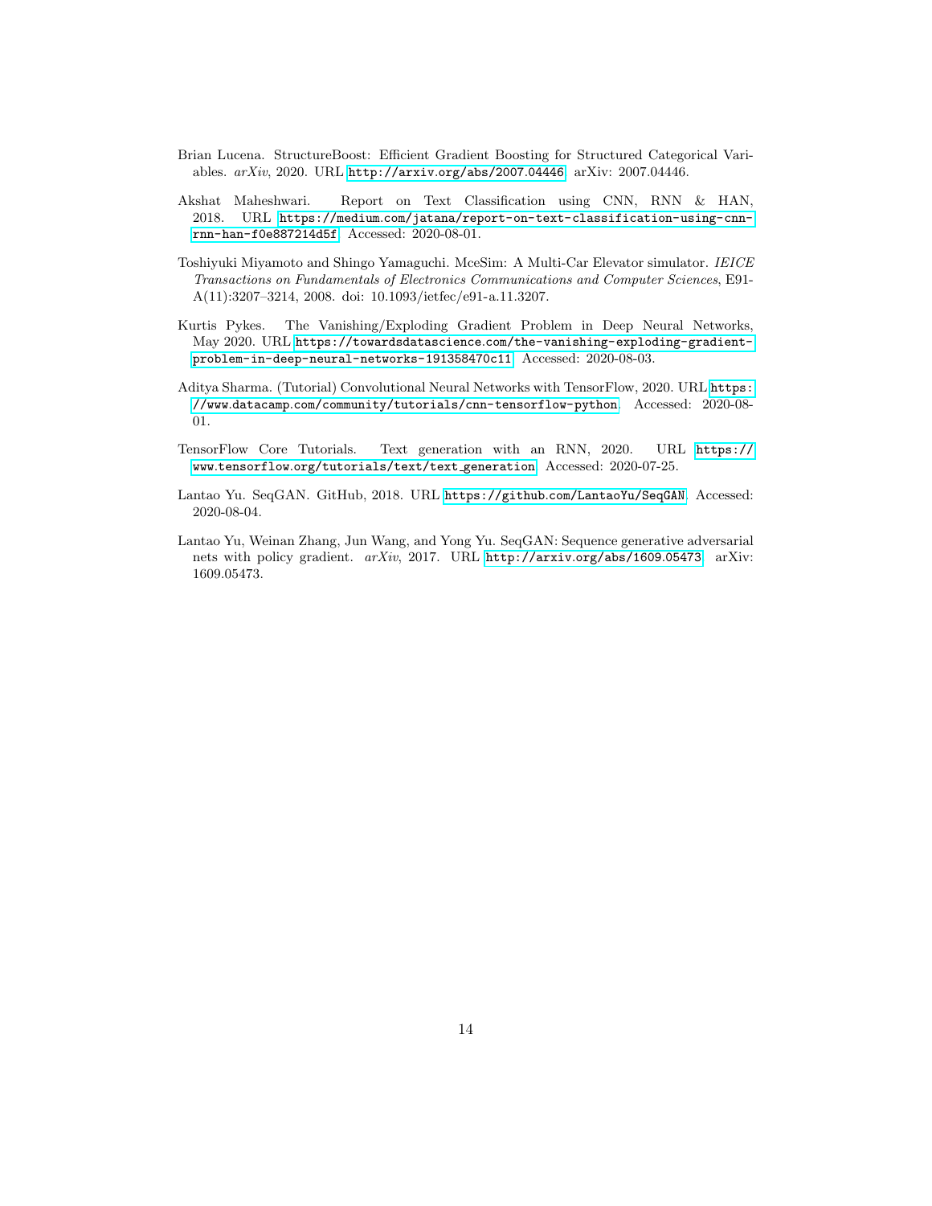Brian Lucena. StructureBoost: Efficient Gradient Boosting for Structured Categorical Variables. *arXiv*, 2020. URL http://arxiv.org/abs/2007.04446. arXiv: 2007.04446.

Akshat Maheshwari. Report on Text Classification using CNN, RNN & HAN, 2018. URL https://medium.com/jatana/report-on-text-classification-using-cnn-rnn-han-f0e887214d5f. Accessed: 2020-08-01.

Toshiyuki Miyamoto and Shingo Yamaguchi. MceSim: A Multi-Car Elevator simulator. *IEICE Transactions on Fundamentals of Electronics Communications and Computer Sciences*, E91-A(11):3207–3214, 2008. doi: 10.1093/ietfec/e91-a.11.3207.

Kurtis Pykes. The Vanishing/Exploding Gradient Problem in Deep Neural Networks, May 2020. URL https://towardsdatascience.com/the-vanishing-exploding-gradient-problem-in-deep-neural-networks-191358470c11. Accessed: 2020-08-03.

Aditya Sharma. (Tutorial) Convolutional Neural Networks with TensorFlow, 2020. URL https://www.datacamp.com/community/tutorials/cnn-tensorflow-python. Accessed: 2020-08-01.

TensorFlow Core Tutorials. Text generation with an RNN, 2020. URL https://www.tensorflow.org/tutorials/text/text_generation. Accessed: 2020-07-25.

Lantao Yu. SeqGAN. GitHub, 2018. URL https://github.com/LantaoYu/SeqGAN. Accessed: 2020-08-04.

Lantao Yu, Weinan Zhang, Jun Wang, and Yong Yu. SeqGAN: Sequence generative adversarial nets with policy gradient. *arXiv*, 2017. URL http://arxiv.org/abs/1609.05473. arXiv: 1609.05473.